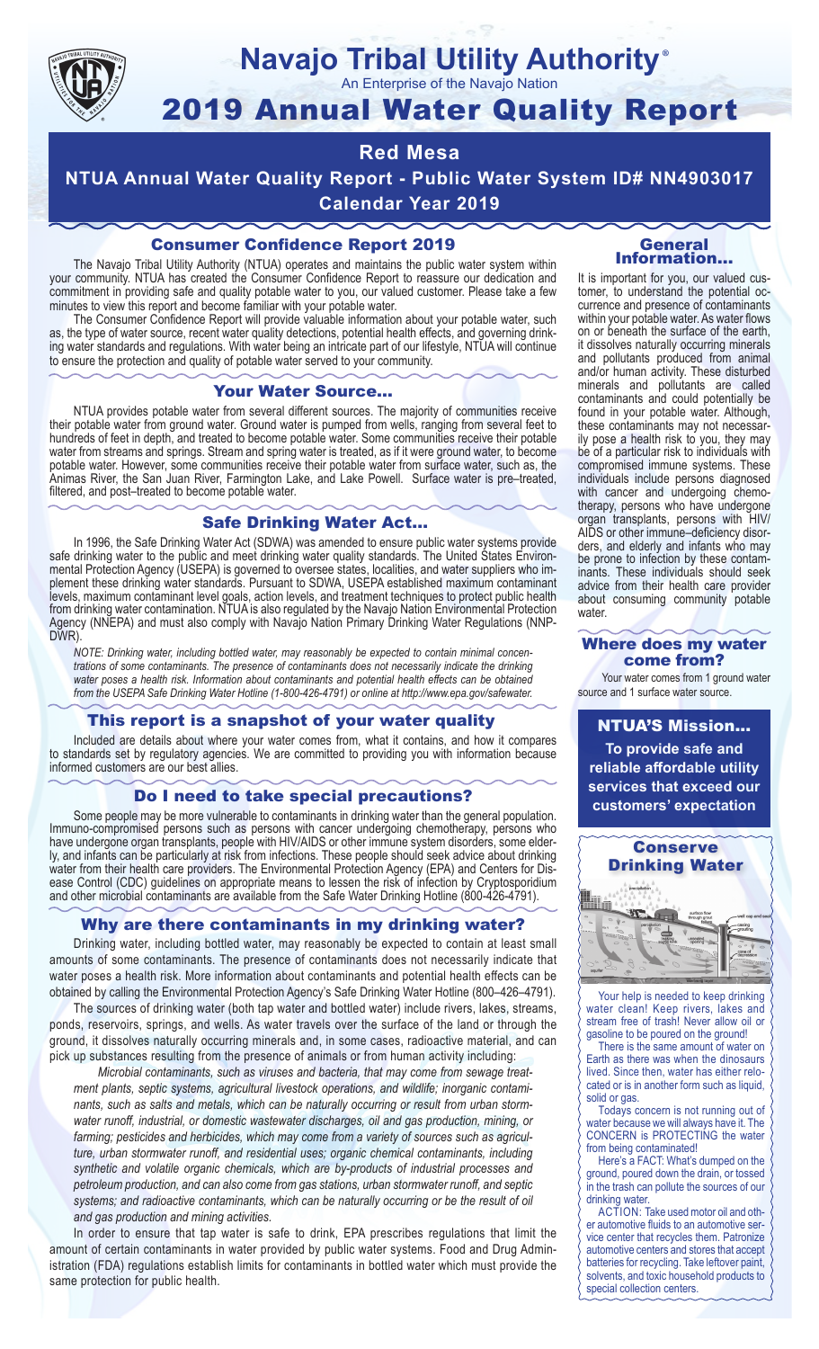# Navajo Tribal Utility Authority®

An Enterprise of the Navajo Nation

# 2019 Annual Water Quality Report

## Red Mesa

## NTUA Annual Water Quality Report - Public Water System ID# NN4903017

## Calendar Year 2019

### Consumer Confidence Report 2019

The Navajo Tribal Utility Authority (NTUA) operates and maintains the public water system within your community. NTUA has created the Consumer Confidence Report to reassure our dedication and commitment in providing safe and quality potable water to you, our valued customer. Please take a few minutes to view this report and become familiar with your potable water.

The Consumer Confidence Report will provide valuable information about your potable water, such as, the type of water source, recent water quality detections, potential health effects, and governing drinking water standards and regulations. With water being an intricate part of our lifestyle, NTUA will continue to ensure the protection and quality of potable water served to your community.

### Your Water Source…

NTUA provides potable water from several different sources. The majority of communities receive their potable water from ground water. Ground water is pumped from wells, ranging from several feet to hundreds of feet in depth, and treated to become potable water. Some communities receive their potable water from streams and springs. Stream and spring water is treated, as if it were ground water, to become potable water. However, some communities receive their potable water from surface water, such as, the Animas River, the San Juan River, Farmington Lake, and Lake Powell. Surface water is pre–treated, filtered, and post–treated to become potable water.

### Safe Drinking Water Act…

In 1996, the Safe Drinking Water Act (SDWA) was amended to ensure public water systems provide safe drinking water to the public and meet drinking water quality standards. The United States Environmental Protection Agency (USEPA) is governed to oversee states, localities, and water suppliers who implement these drinking water standards. Pursuant to SDWA, USEPA established maximum contaminant levels, maximum contaminant level goals, action levels, and treatment techniques to protect public health from drinking water contamination. NTUA is also regulated by the Navajo Nation Environmental Protection Agency (NNEPA) and must also comply with Navajo Nation Primary Drinking Water Regulations (NNPDWR).

*NOTE: Drinking water, including bottled water, may reasonably be expected to contain minimal concentrations of some contaminants. The presence of contaminants does not necessarily indicate the drinking water poses a health risk. Information about contaminants and potential health effects can be obtained from the USEPA Safe Drinking Water Hotline (1-800-426-4791) or online at http://www.epa.gov/safewater.*

### This report is a snapshot of your water quality

Included are details about where your water comes from, what it contains, and how it compares to standards set by regulatory agencies. We are committed to providing you with information because informed customers are our best allies.

### Do I need to take special precautions?

Some people may be more vulnerable to contaminants in drinking water than the general population. Immuno-compromised persons such as persons with cancer undergoing chemotherapy, persons who have undergone organ transplants, people with HIV/AIDS or other immune system disorders, some elderly, and infants can be particularly at risk from infections. These people should seek advice about drinking water from their health care providers. The Environmental Protection Agency (EPA) and Centers for Disease Control (CDC) guidelines on appropriate means to lessen the risk of infection by Cryptosporidium and other microbial contaminants are available from the Safe Water Drinking Hotline (800-426-4791).

### Why are there contaminants in my drinking water?

Drinking water, including bottled water, may reasonably be expected to contain at least small amounts of some contaminants. The presence of contaminants does not necessarily indicate that water poses a health risk. More information about contaminants and potential health effects can be obtained by calling the Environmental Protection Agency's Safe Drinking Water Hotline (800–426–4791).

The sources of drinking water (both tap water and bottled water) include rivers, lakes, streams, ponds, reservoirs, springs, and wells. As water travels over the surface of the land or through the ground, it dissolves naturally occurring minerals and, in some cases, radioactive material, and can pick up substances resulting from the presence of animals or from human activity including:

*Microbial contaminants, such as viruses and bacteria, that may come from sewage treatment plants, septic systems, agricultural livestock operations, and wildlife; inorganic contaminants, such as salts and metals, which can be naturally occurring or result from urban stormwater runoff, industrial, or domestic wastewater discharges, oil and gas production, mining, or farming; pesticides and herbicides, which may come from a variety of sources such as agriculture, urban stormwater runoff, and residential uses; organic chemical contaminants, including synthetic and volatile organic chemicals, which are by-products of industrial processes and petroleum production, and can also come from gas stations, urban stormwater runoff, and septic systems; and radioactive contaminants, which can be naturally occurring or be the result of oil and gas production and mining activities.*

In order to ensure that tap water is safe to drink, EPA prescribes regulations that limit the amount of certain contaminants in water provided by public water systems. Food and Drug Administration (FDA) regulations establish limits for contaminants in bottled water which must provide the same protection for public health.

### General Information…

It is important for you, our valued customer, to understand the potential occurrence and presence of contaminants within your potable water. As water flows on or beneath the surface of the earth, it dissolves naturally occurring minerals and pollutants produced from animal and/or human activity. These disturbed minerals and pollutants are called contaminants and could potentially be found in your potable water. Although, these contaminants may not necessarily pose a health risk to you, they may be of a particular risk to individuals with compromised immune systems. These individuals include persons diagnosed with cancer and undergoing chemo-therapy, persons who have undergone organ transplants, persons with HIV/AIDS or other immune–deficiency disorders, and elderly and infants who may be prone to infection by these contaminants. These individuals should seek advice from their health care provider about consuming community potable water.

### Where does my water come from?

Your water comes from 1 ground water source and 1 surface water source.

### NTUA'S Mission…

**To provide safe and reliable affordable utility services that exceed our customers' expectation**

### Conserve Drinking Water

Your help is needed to keep drinking water clean! Keep rivers, lakes and stream free of trash! Never allow oil or gasoline to be poured on the ground!

There is the same amount of water on Earth as there was when the dinosaurs lived. Since then, water has either relocated or is in another form such as liquid, solid or gas.

Todays concern is not running out of water because we will always have it. The CONCERN is PROTECTING the water from being contaminated!

Here's a FACT: What's dumped on the ground, poured down the drain, or tossed in the trash can pollute the sources of our drinking water.

ACTION: Take used motor oil and other automotive fluids to an automotive service center that recycles them. Patronize automotive centers and stores that accept batteries for recycling. Take leftover paint, solvents, and toxic household products to special collection centers.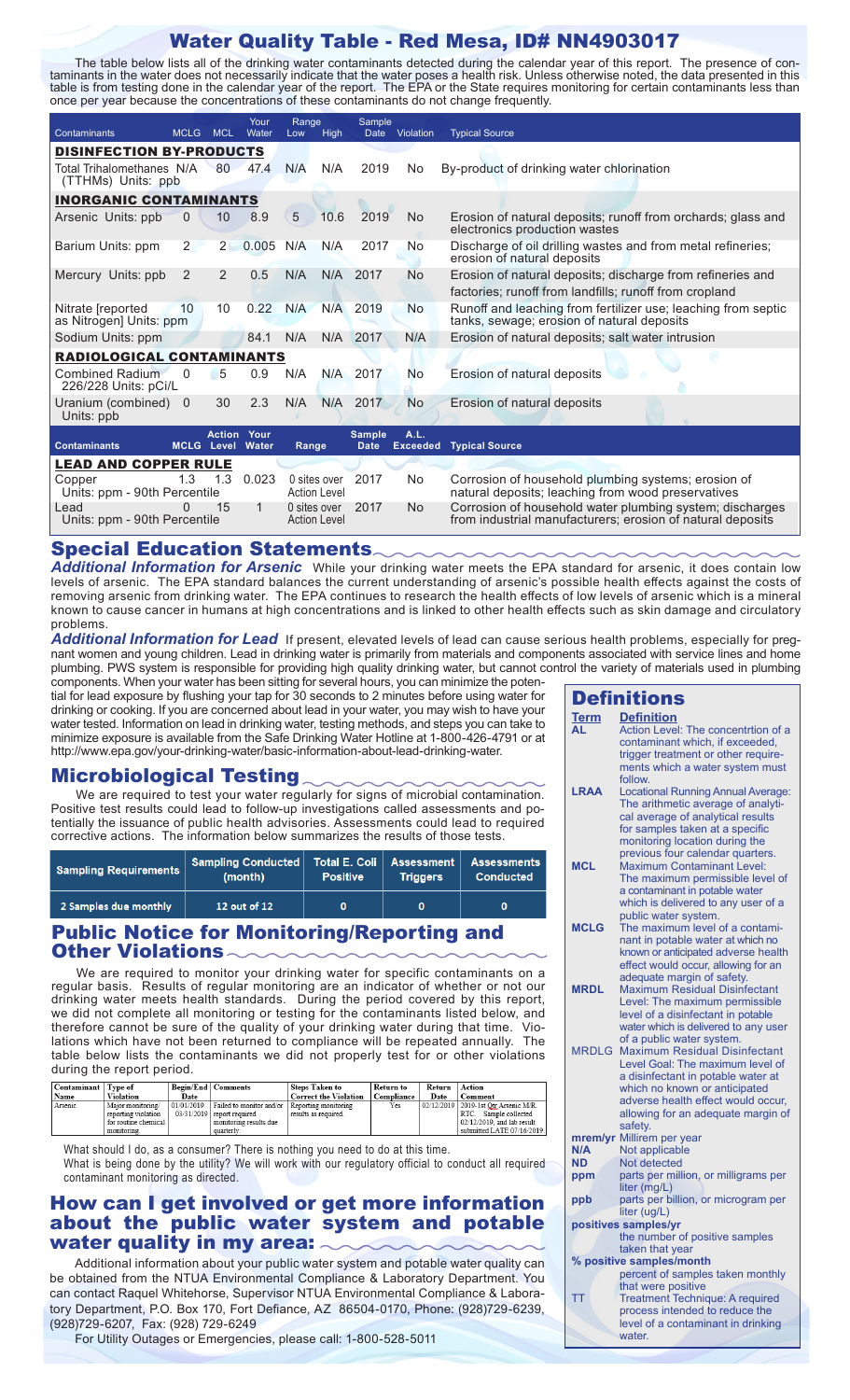# Water Quality Table - Red Mesa, ID# NN4903017

The table below lists all of the drinking water contaminants detected during the calendar year of this report. The presence of contaminants in the water does not necessarily indicate that the water poses a health risk. Unless otherwise noted, the data presented in this table is from testing done in the calendar year of the report. The EPA or the State requires monitoring for certain contaminants less than once per year because the concentrations of these contaminants do not change frequently.

| Contaminants | MCLG | MCL | Your Water | Range Low | Range High | Sample Date | Violation | Typical Source |
|---|---|---|---|---|---|---|---|---|
| **DISINFECTION BY-PRODUCTS** | | | | | | | | |
| Total Trihalomethanes (TTHMs) Units: ppb | N/A | 80 | 47.4 | N/A | N/A | 2019 | No | By-product of drinking water chlorination |
| **INORGANIC CONTAMINANTS** | | | | | | | | |
| Arsenic Units: ppb | 0 | 10 | 8.9 | 5 | 10.6 | 2019 | No | Erosion of natural deposits; runoff from orchards; glass and electronics production wastes |
| Barium Units: ppm | 2 | 2 | 0.005 | N/A | N/A | 2017 | No | Discharge of oil drilling wastes and from metal refineries; erosion of natural deposits |
| Mercury Units: ppb | 2 | 2 | 0.5 | N/A | N/A | 2017 | No | Erosion of natural deposits; discharge from refineries and factories; runoff from landfills; runoff from cropland |
| Nitrate [reported as Nitrogen] Units: ppm | 10 | 10 | 0.22 | N/A | N/A | 2019 | No | Runoff and leaching from fertilizer use; leaching from septic tanks, sewage; erosion of natural deposits |
| Sodium Units: ppm | | | 84.1 | N/A | N/A | 2017 | N/A | Erosion of natural deposits; salt water intrusion |
| **RADIOLOGICAL CONTAMINANTS** | | | | | | | | |
| Combined Radium 226/228 Units: pCi/L | 0 | 5 | 0.9 | N/A | N/A | 2017 | No | Erosion of natural deposits |
| Uranium (combined) Units: ppb | 0 | 30 | 2.3 | N/A | N/A | 2017 | No | Erosion of natural deposits |

| Contaminants | MCLG | Action Level | Your Water | Range | Sample Date | A.L. Exceeded | Typical Source |
|---|---|---|---|---|---|---|---|
| **LEAD AND COPPER RULE** | | | | | | | |
| Copper Units: ppm - 90th Percentile | 1.3 | 1.3 | 0.023 | 0 sites over Action Level | 2017 | No | Corrosion of household plumbing systems; erosion of natural deposits; leaching from wood preservatives |
| Lead Units: ppm - 90th Percentile | 0 | 15 | 1 | 0 sites over Action Level | 2017 | No | Corrosion of household water plumbing system; discharges from industrial manufacturers; erosion of natural deposits |

## Special Education Statements

***Additional Information for Arsenic*** While your drinking water meets the EPA standard for arsenic, it does contain low levels of arsenic. The EPA standard balances the current understanding of arsenic's possible health effects against the costs of removing arsenic from drinking water. The EPA continues to research the health effects of low levels of arsenic which is a mineral known to cause cancer in humans at high concentrations and is linked to other health effects such as skin damage and circulatory problems.

***Additional Information for Lead*** If present, elevated levels of lead can cause serious health problems, especially for pregnant women and young children. Lead in drinking water is primarily from materials and components associated with service lines and home plumbing. PWS system is responsible for providing high quality drinking water, but cannot control the variety of materials used in plumbing components. When your water has been sitting for several hours, you can minimize the potential for lead exposure by flushing your tap for 30 seconds to 2 minutes before using water for drinking or cooking. If you are concerned about lead in your water, you may wish to have your water tested. Information on lead in drinking water, testing methods, and steps you can take to minimize exposure is available from the Safe Drinking Water Hotline at 1-800-426-4791 or at http://www.epa.gov/your-drinking-water/basic-information-about-lead-drinking-water.

## Microbiological Testing

We are required to test your water regularly for signs of microbial contamination. Positive test results could lead to follow-up investigations called assessments and potentially the issuance of public health advisories. Assessments could lead to required corrective actions. The information below summarizes the results of those tests.

| Sampling Requirements | Sampling Conducted (month) | Total E. Coli Positive | Assessment Triggers | Assessments Conducted |
|---|---|---|---|---|
| 2 Samples due monthly | 12 out of 12 | 0 | 0 | 0 |

## Public Notice for Monitoring/Reporting and Other Violations

We are required to monitor your drinking water for specific contaminants on a regular basis. Results of regular monitoring are an indicator of whether or not our drinking water meets health standards. During the period covered by this report, we did not complete all monitoring or testing for the contaminants listed below, and therefore cannot be sure of the quality of your drinking water during that time. Violations which have not been returned to compliance will be repeated annually. The table below lists the contaminants we did not properly test for or other violations during the report period.

| Contaminant Name | Type of Violation | Begin/End Date | Comments | Steps Taken to Correct the Violation | Return to Compliance | Return Date | Action Comment |
|---|---|---|---|---|---|---|---|
| Arsenic | Major monitoring/ reporting violation for routine chemical monitoring | 01/01/2019 03/31/2019 | Failed to monitor and/or report required monitoring results due quarterly. | Reporting monitoring results as required. | Yes | 02/12/2019 | 2019-1st Qtr Arsenic M/R RTC. Sample collected 02/12/2019, and lab result submitted LATE 07/16/2019 |

What should I do, as a consumer? There is nothing you need to do at this time.

What is being done by the utility? We will work with our regulatory official to conduct all required contaminant monitoring as directed.

## How can I get involved or get more information about the public water system and potable water quality in my area:

Additional information about your public water system and potable water quality can be obtained from the NTUA Environmental Compliance & Laboratory Department. You can contact Raquel Whitehorse, Supervisor NTUA Environmental Compliance & Laboratory Department, P.O. Box 170, Fort Defiance, AZ 86504-0170, Phone: (928)729-6239, (928)729-6207, Fax: (928) 729-6249

For Utility Outages or Emergencies, please call: 1-800-528-5011

## Definitions

| Term | Definition |
|---|---|
| AL | Action Level: The concentrtion of a contaminant which, if exceeded, trigger treatment or other requirements which a water system must follow. |
| LRAA | Locational Running Annual Average: The arithmetic average of analytical average of analytical results for samples taken at a specific monitoring location during the previous four calendar quarters. |
| MCL | Maximum Contaminant Level: The maximum permissible level of a contaminant in potable water which is delivered to any user of a public water system. |
| MCLG | The maximum level of a contaminant in potable water at which no known or anticipated adverse health effect would occur, allowing for an adequate margin of safety. |
| MRDL | Maximum Residual Disinfectant Level: The maximum permissible level of a disinfectant in potable water which is delivered to any user of a public water system. |
| MRDLG | Maximum Residual Disinfectant Level Goal: The maximum level of a disinfectant in potable water at which no known or anticipated adverse health effect would occur, allowing for an adequate margin of safety. |
| mrem/yr | Millirem per year |
| N/A | Not applicable |
| ND | Not detected |
| ppm | parts per million, or milligrams per liter (mg/L) |
| ppb | parts per billion, or microgram per liter (ug/L) |
| positives samples/yr | the number of positive samples taken that year |
| % positive samples/month | percent of samples taken monthly that were positive |
| TT | Treatment Technique: A required process intended to reduce the level of a contaminant in drinking water. |